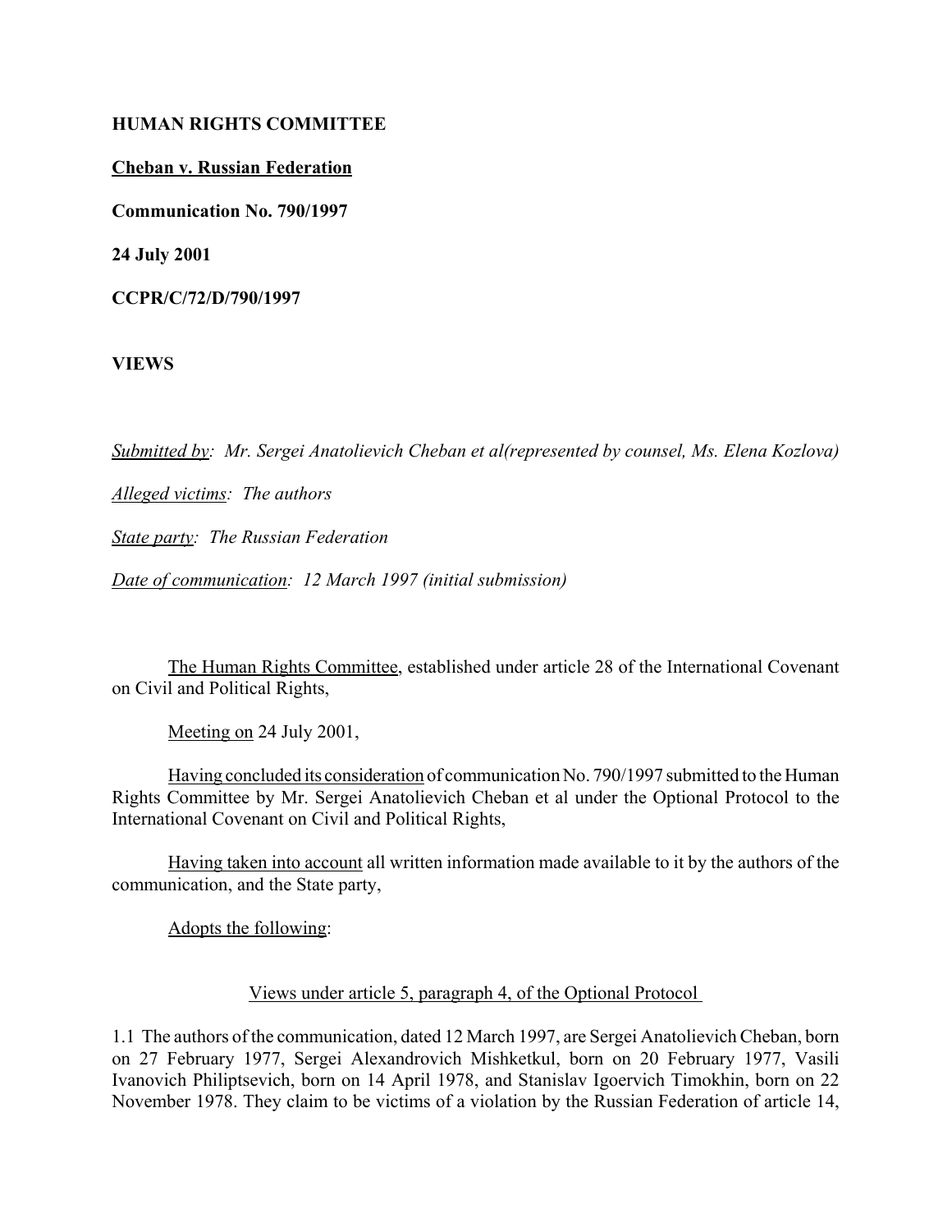**HUMAN RIGHTS COMMITTEE**

**Cheban v. Russian Federation**

**Communication No. 790/1997**

**24 July 2001**

**CCPR/C/72/D/790/1997**

**VIEWS**

*Submitted by: Mr. Sergei Anatolievich Cheban et al(represented by counsel, Ms. Elena Kozlova)*

*Alleged victims: The authors*

*State party: The Russian Federation*

*Date of communication: 12 March 1997 (initial submission)*

The Human Rights Committee, established under article 28 of the International Covenant on Civil and Political Rights,

Meeting on 24 July 2001,

Having concluded its consideration of communication No. 790/1997 submitted to the Human Rights Committee by Mr. Sergei Anatolievich Cheban et al under the Optional Protocol to the International Covenant on Civil and Political Rights,

Having taken into account all written information made available to it by the authors of the communication, and the State party,

Adopts the following:

Views under article 5, paragraph 4, of the Optional Protocol

1.1 The authors of the communication, dated 12 March 1997, are Sergei Anatolievich Cheban, born on 27 February 1977, Sergei Alexandrovich Mishketkul, born on 20 February 1977, Vasili Ivanovich Philiptsevich, born on 14 April 1978, and Stanislav Igoervich Timokhin, born on 22 November 1978. They claim to be victims of a violation by the Russian Federation of article 14,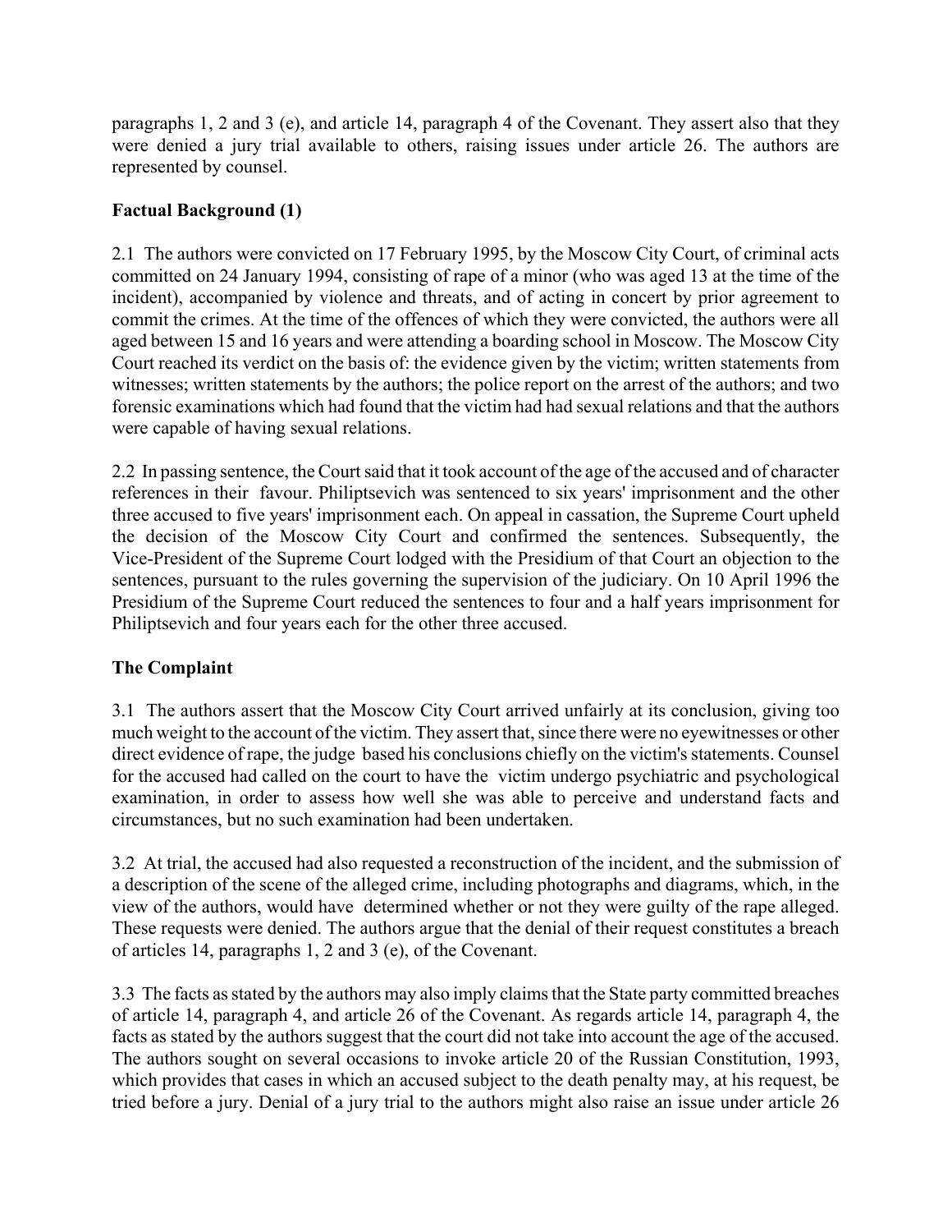paragraphs 1, 2 and 3 (e), and article 14, paragraph 4 of the Covenant. They assert also that they were denied a jury trial available to others, raising issues under article 26. The authors are represented by counsel.

**Factual Background (1)**

2.1 The authors were convicted on 17 February 1995, by the Moscow City Court, of criminal acts committed on 24 January 1994, consisting of rape of a minor (who was aged 13 at the time of the incident), accompanied by violence and threats, and of acting in concert by prior agreement to commit the crimes. At the time of the offences of which they were convicted, the authors were all aged between 15 and 16 years and were attending a boarding school in Moscow. The Moscow City Court reached its verdict on the basis of: the evidence given by the victim; written statements from witnesses; written statements by the authors; the police report on the arrest of the authors; and two forensic examinations which had found that the victim had had sexual relations and that the authors were capable of having sexual relations.

2.2 In passing sentence, the Court said that it took account of the age of the accused and of character references in their favour. Philiptsevich was sentenced to six years' imprisonment and the other three accused to five years' imprisonment each. On appeal in cassation, the Supreme Court upheld the decision of the Moscow City Court and confirmed the sentences. Subsequently, the Vice-President of the Supreme Court lodged with the Presidium of that Court an objection to the sentences, pursuant to the rules governing the supervision of the judiciary. On 10 April 1996 the Presidium of the Supreme Court reduced the sentences to four and a half years imprisonment for Philiptsevich and four years each for the other three accused.

**The Complaint**

3.1 The authors assert that the Moscow City Court arrived unfairly at its conclusion, giving too much weight to the account of the victim. They assert that, since there were no eyewitnesses or other direct evidence of rape, the judge based his conclusions chiefly on the victim's statements. Counsel for the accused had called on the court to have the victim undergo psychiatric and psychological examination, in order to assess how well she was able to perceive and understand facts and circumstances, but no such examination had been undertaken.

3.2 At trial, the accused had also requested a reconstruction of the incident, and the submission of a description of the scene of the alleged crime, including photographs and diagrams, which, in the view of the authors, would have determined whether or not they were guilty of the rape alleged. These requests were denied. The authors argue that the denial of their request constitutes a breach of articles 14, paragraphs 1, 2 and 3 (e), of the Covenant.

3.3 The facts as stated by the authors may also imply claims that the State party committed breaches of article 14, paragraph 4, and article 26 of the Covenant. As regards article 14, paragraph 4, the facts as stated by the authors suggest that the court did not take into account the age of the accused. The authors sought on several occasions to invoke article 20 of the Russian Constitution, 1993, which provides that cases in which an accused subject to the death penalty may, at his request, be tried before a jury. Denial of a jury trial to the authors might also raise an issue under article 26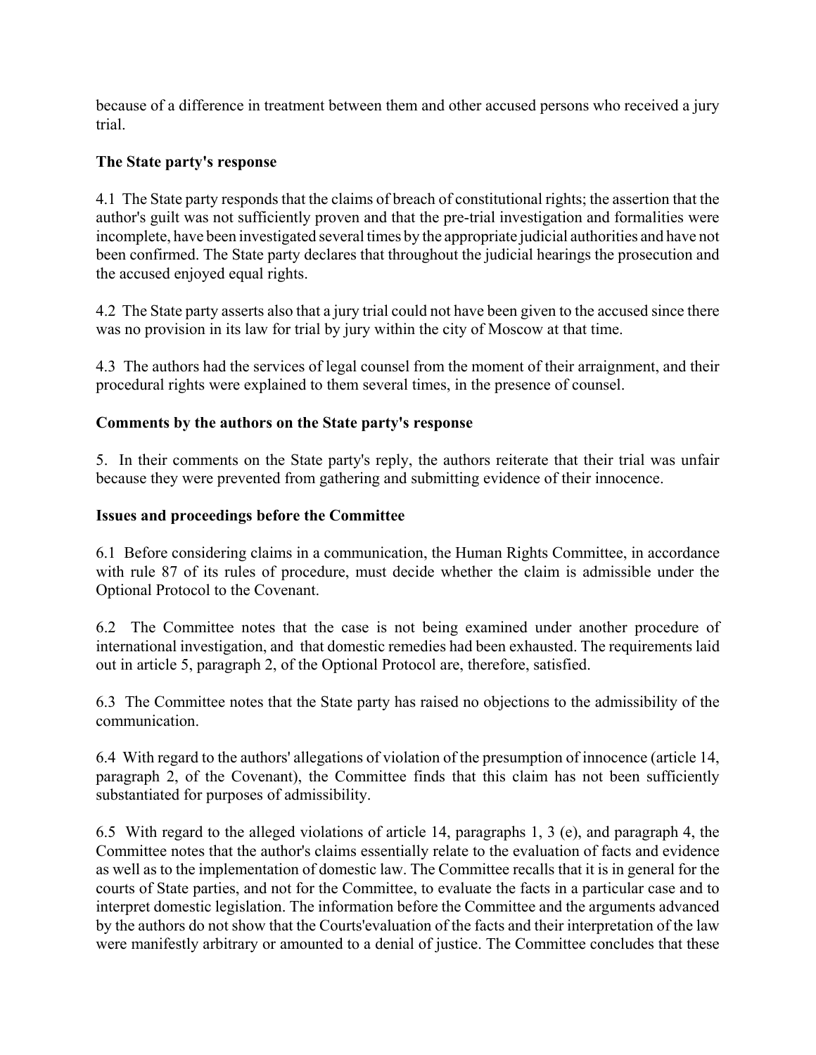because of a difference in treatment between them and other accused persons who received a jury trial.

**The State party's response**

4.1 The State party responds that the claims of breach of constitutional rights; the assertion that the author's guilt was not sufficiently proven and that the pre-trial investigation and formalities were incomplete, have been investigated several times by the appropriate judicial authorities and have not been confirmed. The State party declares that throughout the judicial hearings the prosecution and the accused enjoyed equal rights.

4.2 The State party asserts also that a jury trial could not have been given to the accused since there was no provision in its law for trial by jury within the city of Moscow at that time.

4.3 The authors had the services of legal counsel from the moment of their arraignment, and their procedural rights were explained to them several times, in the presence of counsel.

**Comments by the authors on the State party's response**

5. In their comments on the State party's reply, the authors reiterate that their trial was unfair because they were prevented from gathering and submitting evidence of their innocence.

**Issues and proceedings before the Committee**

6.1 Before considering claims in a communication, the Human Rights Committee, in accordance with rule 87 of its rules of procedure, must decide whether the claim is admissible under the Optional Protocol to the Covenant.

6.2 The Committee notes that the case is not being examined under another procedure of international investigation, and that domestic remedies had been exhausted. The requirements laid out in article 5, paragraph 2, of the Optional Protocol are, therefore, satisfied.

6.3 The Committee notes that the State party has raised no objections to the admissibility of the communication.

6.4 With regard to the authors' allegations of violation of the presumption of innocence (article 14, paragraph 2, of the Covenant), the Committee finds that this claim has not been sufficiently substantiated for purposes of admissibility.

6.5 With regard to the alleged violations of article 14, paragraphs 1, 3 (e), and paragraph 4, the Committee notes that the author's claims essentially relate to the evaluation of facts and evidence as well as to the implementation of domestic law. The Committee recalls that it is in general for the courts of State parties, and not for the Committee, to evaluate the facts in a particular case and to interpret domestic legislation. The information before the Committee and the arguments advanced by the authors do not show that the Courts'evaluation of the facts and their interpretation of the law were manifestly arbitrary or amounted to a denial of justice. The Committee concludes that these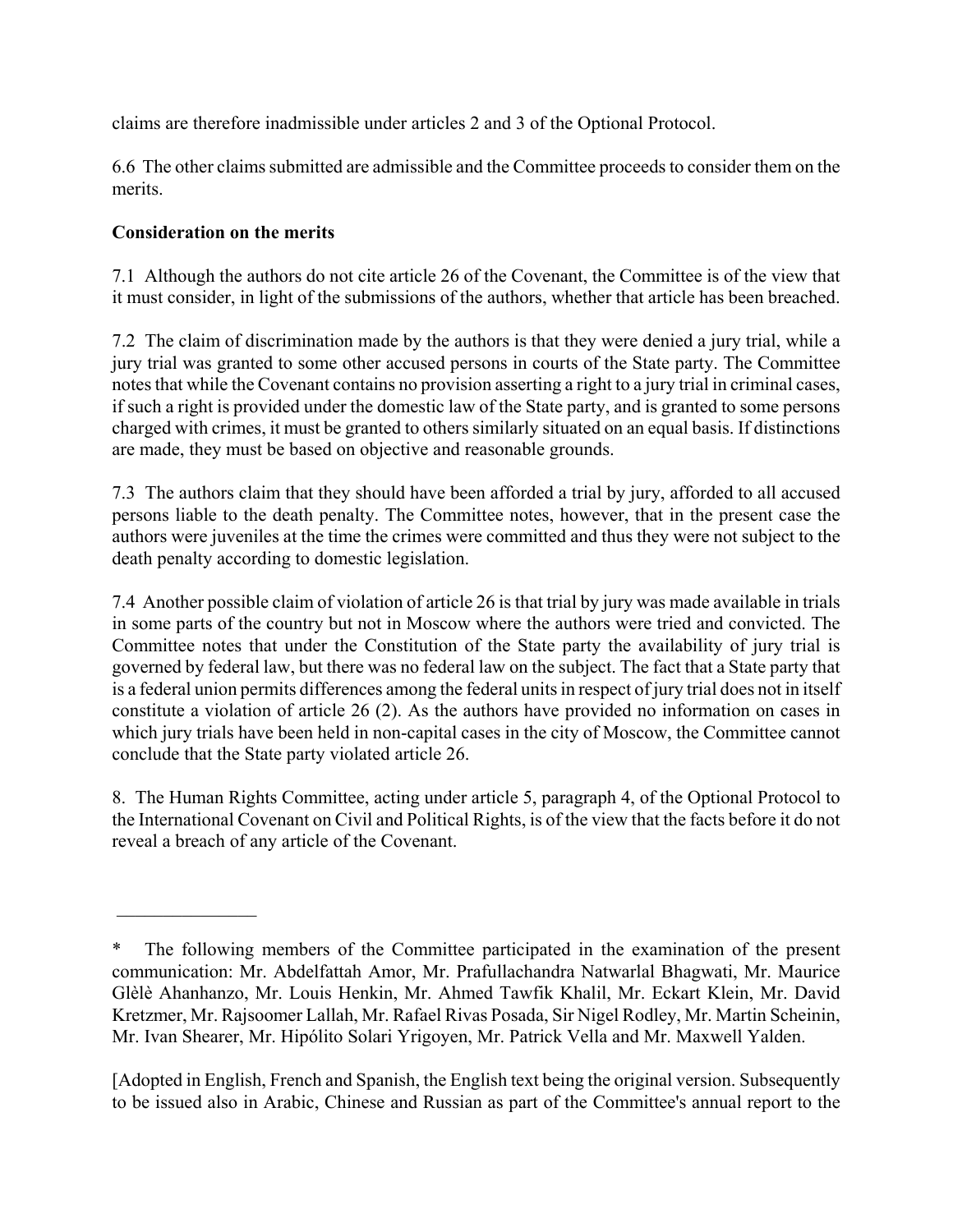claims are therefore inadmissible under articles 2 and 3 of the Optional Protocol.

6.6 The other claims submitted are admissible and the Committee proceeds to consider them on the merits.

**Consideration on the merits**

7.1 Although the authors do not cite article 26 of the Covenant, the Committee is of the view that it must consider, in light of the submissions of the authors, whether that article has been breached.

7.2 The claim of discrimination made by the authors is that they were denied a jury trial, while a jury trial was granted to some other accused persons in courts of the State party. The Committee notes that while the Covenant contains no provision asserting a right to a jury trial in criminal cases, if such a right is provided under the domestic law of the State party, and is granted to some persons charged with crimes, it must be granted to others similarly situated on an equal basis. If distinctions are made, they must be based on objective and reasonable grounds.

7.3 The authors claim that they should have been afforded a trial by jury, afforded to all accused persons liable to the death penalty. The Committee notes, however, that in the present case the authors were juveniles at the time the crimes were committed and thus they were not subject to the death penalty according to domestic legislation.

7.4 Another possible claim of violation of article 26 is that trial by jury was made available in trials in some parts of the country but not in Moscow where the authors were tried and convicted. The Committee notes that under the Constitution of the State party the availability of jury trial is governed by federal law, but there was no federal law on the subject. The fact that a State party that is a federal union permits differences among the federal units in respect of jury trial does not in itself constitute a violation of article 26 (2). As the authors have provided no information on cases in which jury trials have been held in non-capital cases in the city of Moscow, the Committee cannot conclude that the State party violated article 26.

8. The Human Rights Committee, acting under article 5, paragraph 4, of the Optional Protocol to the International Covenant on Civil and Political Rights, is of the view that the facts before it do not reveal a breach of any article of the Covenant.

---

\* The following members of the Committee participated in the examination of the present communication: Mr. Abdelfattah Amor, Mr. Prafullachandra Natwarlal Bhagwati, Mr. Maurice Glèlè Ahanhanzo, Mr. Louis Henkin, Mr. Ahmed Tawfik Khalil, Mr. Eckart Klein, Mr. David Kretzmer, Mr. Rajsoomer Lallah, Mr. Rafael Rivas Posada, Sir Nigel Rodley, Mr. Martin Scheinin, Mr. Ivan Shearer, Mr. Hipólito Solari Yrigoyen, Mr. Patrick Vella and Mr. Maxwell Yalden.

[Adopted in English, French and Spanish, the English text being the original version. Subsequently to be issued also in Arabic, Chinese and Russian as part of the Committee's annual report to the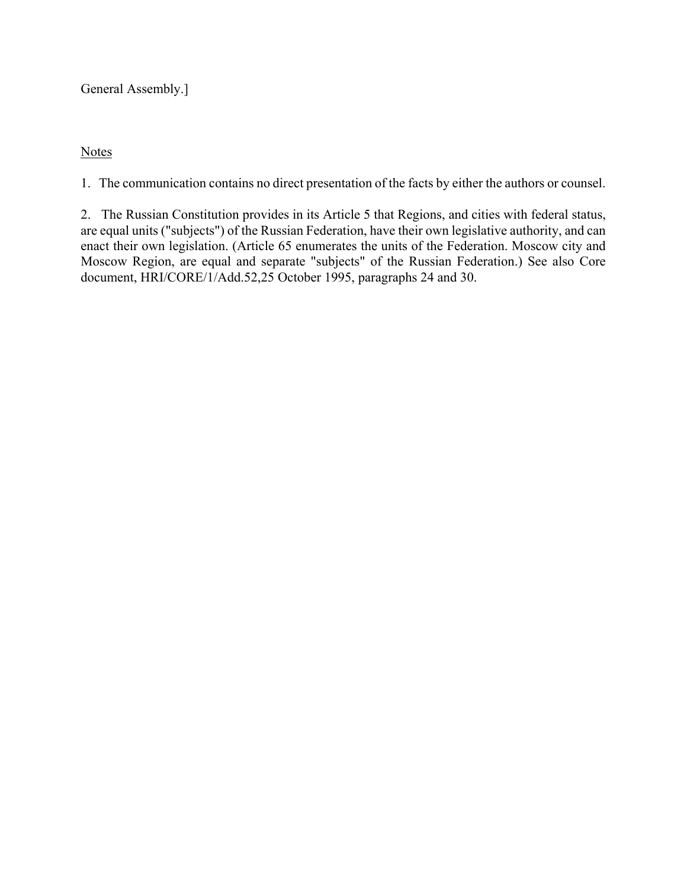General Assembly.]

Notes

1. The communication contains no direct presentation of the facts by either the authors or counsel.

2. The Russian Constitution provides in its Article 5 that Regions, and cities with federal status, are equal units ("subjects") of the Russian Federation, have their own legislative authority, and can enact their own legislation. (Article 65 enumerates the units of the Federation. Moscow city and Moscow Region, are equal and separate "subjects" of the Russian Federation.) See also Core document, HRI/CORE/1/Add.52,25 October 1995, paragraphs 24 and 30.